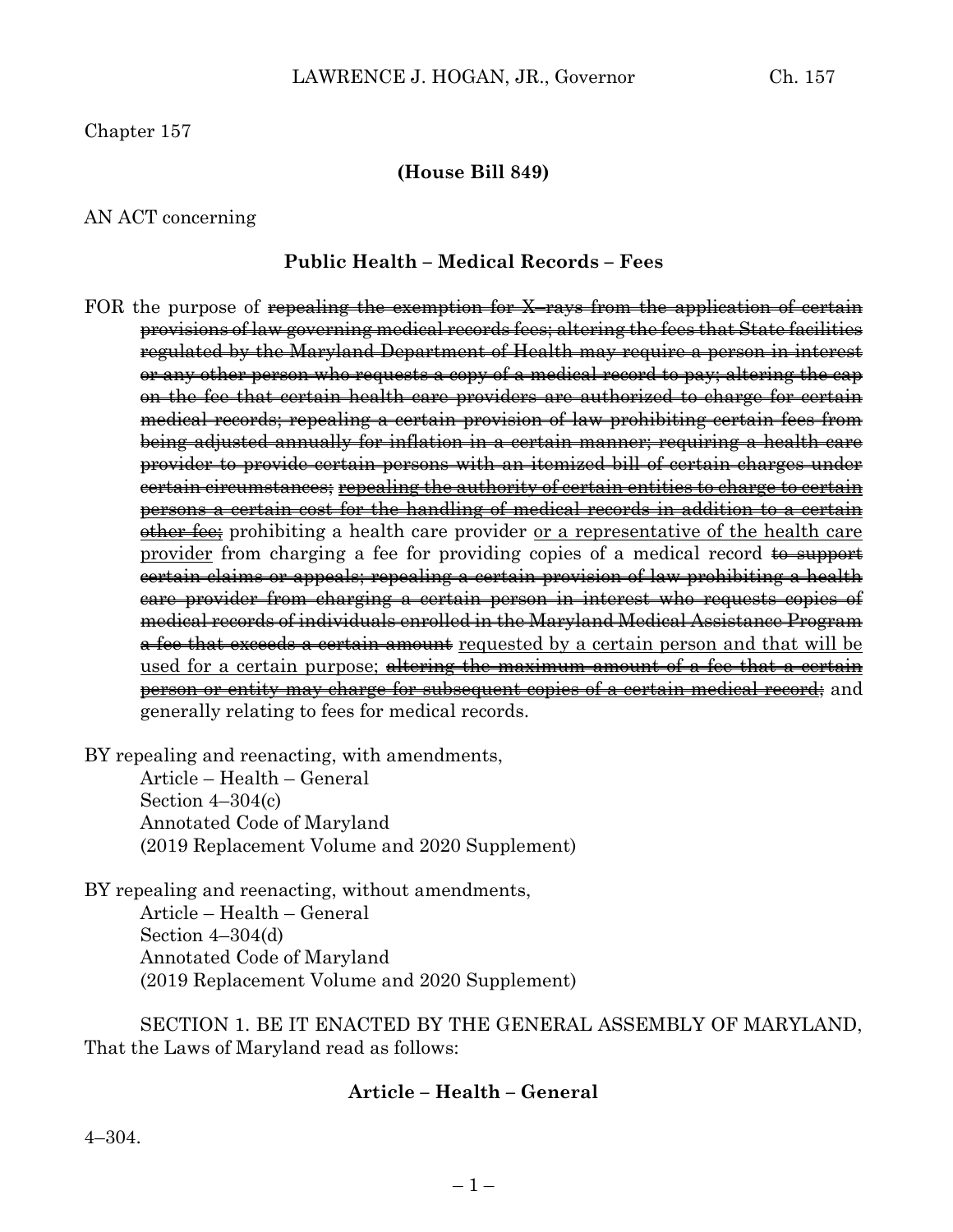Chapter 157

**(House Bill 849)**

AN ACT concerning

**Public Health – Medical Records – Fees**

FOR the purpose of ~~repealing the exemption for X–rays from the application of certain provisions of law governing medical records fees; altering the fees that State facilities regulated by the Maryland Department of Health may require a person in interest or any other person who requests a copy of a medical record to pay; altering the cap on the fee that certain health care providers are authorized to charge for certain medical records; repealing a certain provision of law prohibiting certain fees from being adjusted annually for inflation in a certain manner; requiring a health care provider to provide certain persons with an itemized bill of certain charges under certain circumstances;~~ ~~repealing the authority of certain entities to charge to certain persons a certain cost for the handling of medical records in addition to a certain other fee;~~ prohibiting a health care provider <u>or a representative of the health care provider</u> from charging a fee for providing copies of a medical record ~~to support certain claims or appeals; repealing a certain provision of law prohibiting a health care provider from charging a certain person in interest who requests copies of medical records of individuals enrolled in the Maryland Medical Assistance Program a fee that exceeds a certain amount~~ <u>requested by a certain person and that will be used for a certain purpose;</u> ~~altering the maximum amount of a fee that a certain person or entity may charge for subsequent copies of a certain medical record;~~ and generally relating to fees for medical records.

BY repealing and reenacting, with amendments,
Article – Health – General
Section 4–304(c)
Annotated Code of Maryland
(2019 Replacement Volume and 2020 Supplement)

BY repealing and reenacting, without amendments,
Article – Health – General
Section 4–304(d)
Annotated Code of Maryland
(2019 Replacement Volume and 2020 Supplement)

SECTION 1. BE IT ENACTED BY THE GENERAL ASSEMBLY OF MARYLAND, That the Laws of Maryland read as follows:

**Article – Health – General**

4–304.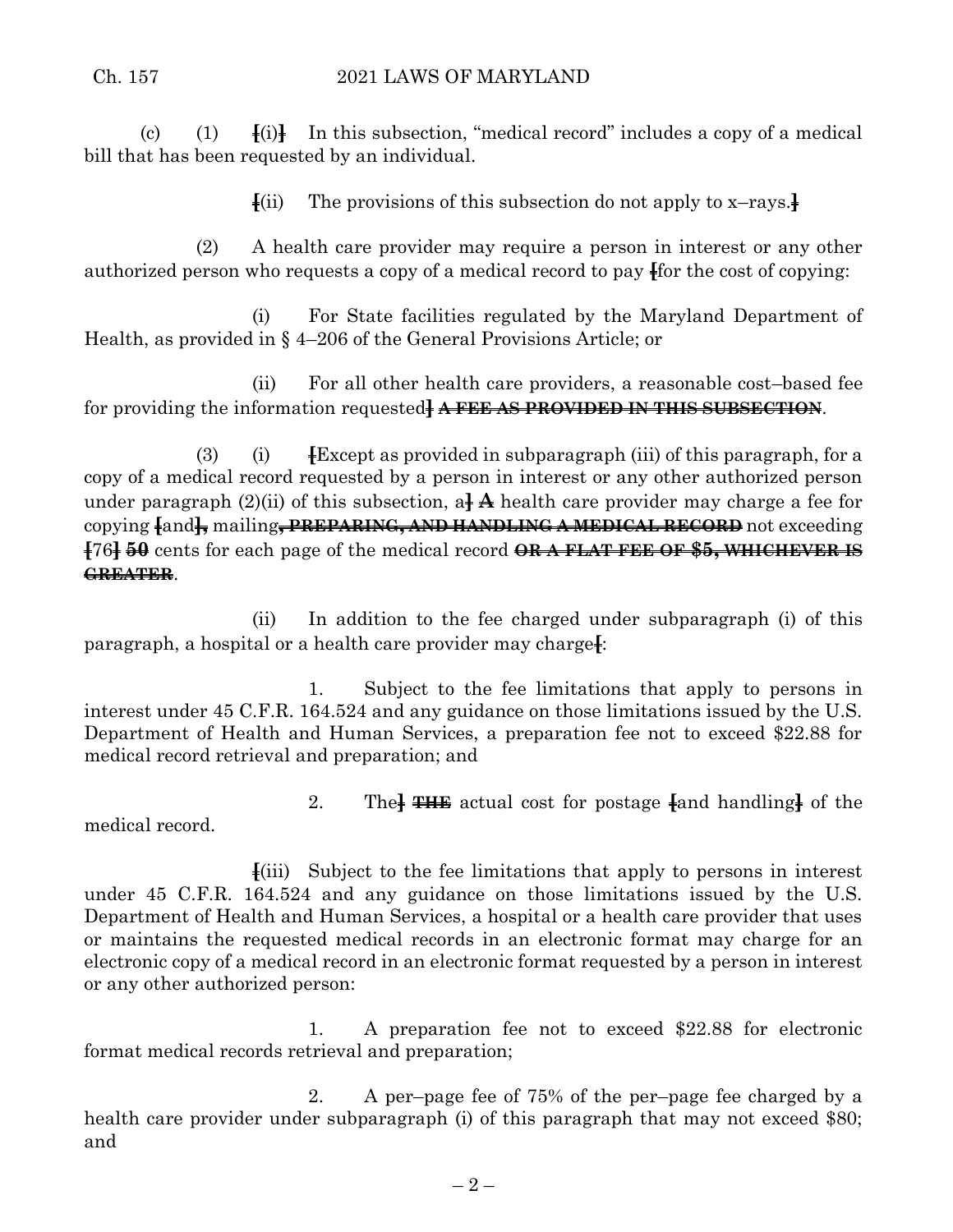(c) (1) [(i)] In this subsection, "medical record" includes a copy of a medical bill that has been requested by an individual.

[(ii) The provisions of this subsection do not apply to x–rays.]

(2) A health care provider may require a person in interest or any other authorized person who requests a copy of a medical record to pay [for the cost of copying:

(i) For State facilities regulated by the Maryland Department of Health, as provided in § 4–206 of the General Provisions Article; or

(ii) For all other health care providers, a reasonable cost–based fee for providing the information requested] ~~A FEE AS PROVIDED IN THIS SUBSECTION~~.

(3) (i) [Except as provided in subparagraph (iii) of this paragraph, for a copy of a medical record requested by a person in interest or any other authorized person under paragraph (2)(ii) of this subsection, a] A health care provider may charge a fee for copying [and], mailing~~, PREPARING, AND HANDLING A MEDICAL RECORD~~ not exceeding [76] ~~50~~ cents for each page of the medical record ~~OR A FLAT FEE OF $5, WHICHEVER IS GREATER~~.

(ii) In addition to the fee charged under subparagraph (i) of this paragraph, a hospital or a health care provider may charge[:

1. Subject to the fee limitations that apply to persons in interest under 45 C.F.R. 164.524 and any guidance on those limitations issued by the U.S. Department of Health and Human Services, a preparation fee not to exceed $22.88 for medical record retrieval and preparation; and

2. The] ~~THE~~ actual cost for postage [and handling] of the medical record.

[(iii) Subject to the fee limitations that apply to persons in interest under 45 C.F.R. 164.524 and any guidance on those limitations issued by the U.S. Department of Health and Human Services, a hospital or a health care provider that uses or maintains the requested medical records in an electronic format may charge for an electronic copy of a medical record in an electronic format requested by a person in interest or any other authorized person:

1. A preparation fee not to exceed $22.88 for electronic format medical records retrieval and preparation;

2. A per–page fee of 75% of the per–page fee charged by a health care provider under subparagraph (i) of this paragraph that may not exceed $80; and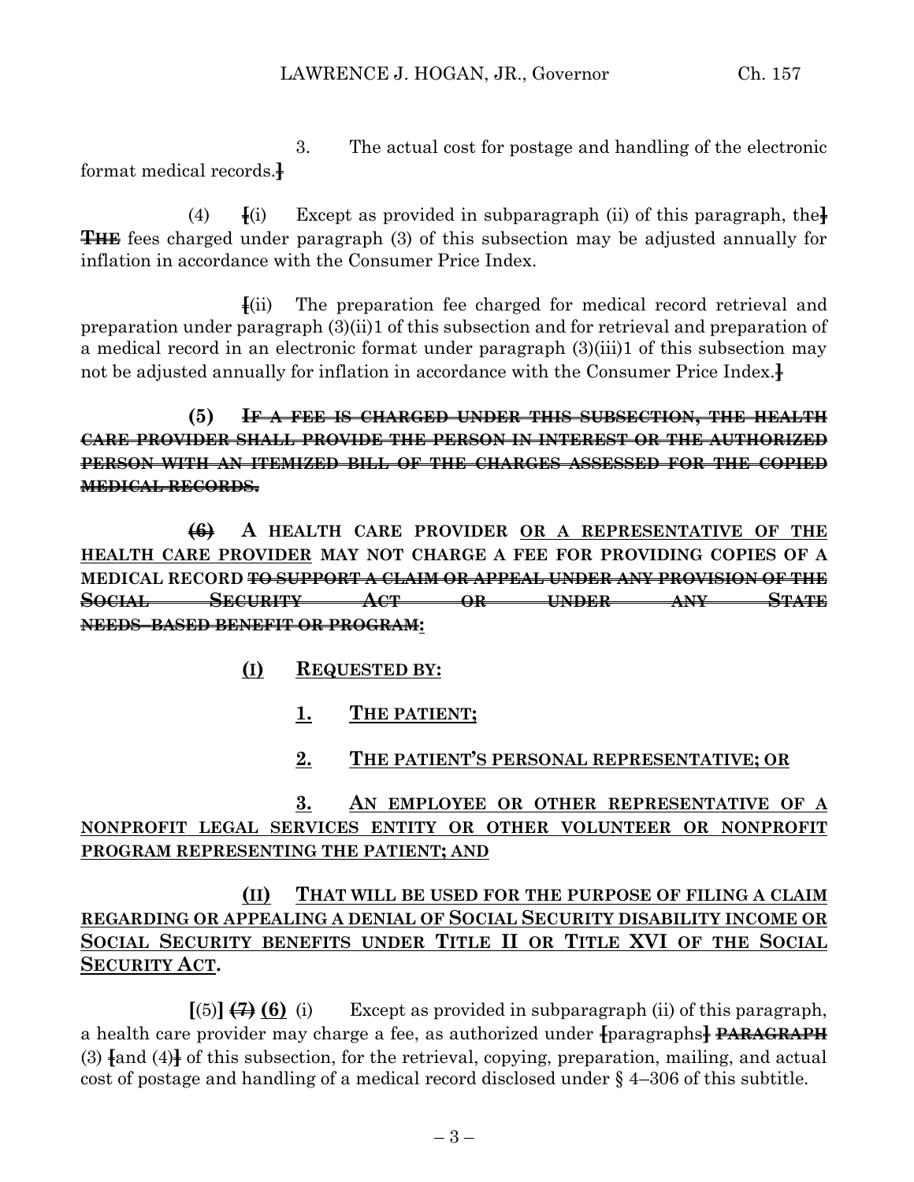3. The actual cost for postage and handling of the electronic format medical records.]

(4) [(i) Except as provided in subparagraph (ii) of this paragraph, the] ~~THE~~ fees charged under paragraph (3) of this subsection may be adjusted annually for inflation in accordance with the Consumer Price Index.

[(ii) The preparation fee charged for medical record retrieval and preparation under paragraph (3)(ii)1 of this subsection and for retrieval and preparation of a medical record in an electronic format under paragraph (3)(iii)1 of this subsection may not be adjusted annually for inflation in accordance with the Consumer Price Index.]

**(5)** ~~**IF A FEE IS CHARGED UNDER THIS SUBSECTION, THE HEALTH CARE PROVIDER SHALL PROVIDE THE PERSON IN INTEREST OR THE AUTHORIZED PERSON WITH AN ITEMIZED BILL OF THE CHARGES ASSESSED FOR THE COPIED MEDICAL RECORDS.**~~

~~**(6)**~~ **A HEALTH CARE PROVIDER** <u>**OR A REPRESENTATIVE OF THE HEALTH CARE PROVIDER**</u> **MAY NOT CHARGE A FEE FOR PROVIDING COPIES OF A MEDICAL RECORD** ~~**TO SUPPORT A CLAIM OR APPEAL UNDER ANY PROVISION OF THE SOCIAL SECURITY ACT OR UNDER ANY STATE NEEDS–BASED BENEFIT OR PROGRAM**~~<u>**:**</u>

<u>**(I) REQUESTED BY:**</u>

<u>**1. THE PATIENT;**</u>

<u>**2. THE PATIENT'S PERSONAL REPRESENTATIVE; OR**</u>

<u>**3. AN EMPLOYEE OR OTHER REPRESENTATIVE OF A NONPROFIT LEGAL SERVICES ENTITY OR OTHER VOLUNTEER OR NONPROFIT PROGRAM REPRESENTING THE PATIENT; AND**</u>

<u>**(II) THAT WILL BE USED FOR THE PURPOSE OF FILING A CLAIM REGARDING OR APPEALING A DENIAL OF SOCIAL SECURITY DISABILITY INCOME OR SOCIAL SECURITY BENEFITS UNDER TITLE II OR TITLE XVI OF THE SOCIAL SECURITY ACT**</u>**.**

**[**(5)**]** ~~**(7)**~~ <u>**(6)**</u> (i) Except as provided in subparagraph (ii) of this paragraph, a health care provider may charge a fee, as authorized under [paragraphs] ~~**PARAGRAPH**~~ (3) [and (4)] of this subsection, for the retrieval, copying, preparation, mailing, and actual cost of postage and handling of a medical record disclosed under § 4–306 of this subtitle.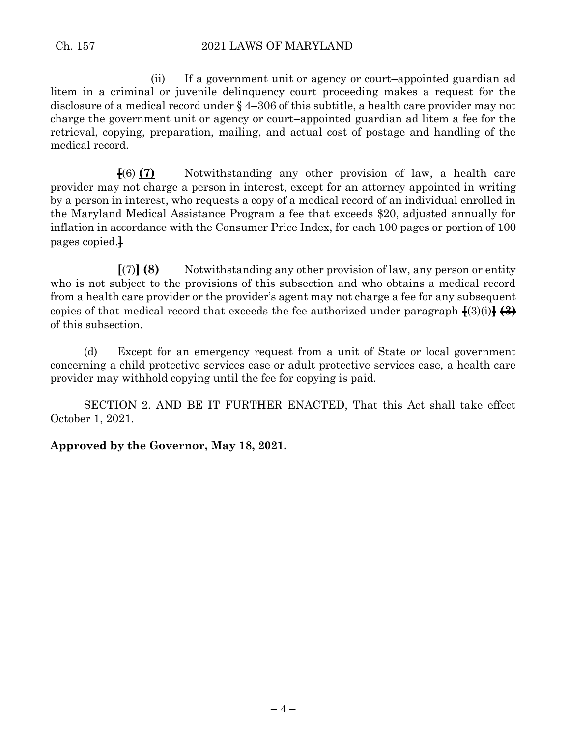(ii) If a government unit or agency or court–appointed guardian ad litem in a criminal or juvenile delinquency court proceeding makes a request for the disclosure of a medical record under § 4–306 of this subtitle, a health care provider may not charge the government unit or agency or court–appointed guardian ad litem a fee for the retrieval, copying, preparation, mailing, and actual cost of postage and handling of the medical record.

~~[(6)~~ **(7)** Notwithstanding any other provision of law, a health care provider may not charge a person in interest, except for an attorney appointed in writing by a person in interest, who requests a copy of a medical record of an individual enrolled in the Maryland Medical Assistance Program a fee that exceeds $20, adjusted annually for inflation in accordance with the Consumer Price Index, for each 100 pages or portion of 100 pages copied.~~]~~

**[**(7)**] (8)** Notwithstanding any other provision of law, any person or entity who is not subject to the provisions of this subsection and who obtains a medical record from a health care provider or the provider's agent may not charge a fee for any subsequent copies of that medical record that exceeds the fee authorized under paragraph ~~[~~(3)(i)~~]~~ ~~**(3)**~~ of this subsection.

(d) Except for an emergency request from a unit of State or local government concerning a child protective services case or adult protective services case, a health care provider may withhold copying until the fee for copying is paid.

SECTION 2. AND BE IT FURTHER ENACTED, That this Act shall take effect October 1, 2021.

**Approved by the Governor, May 18, 2021.**